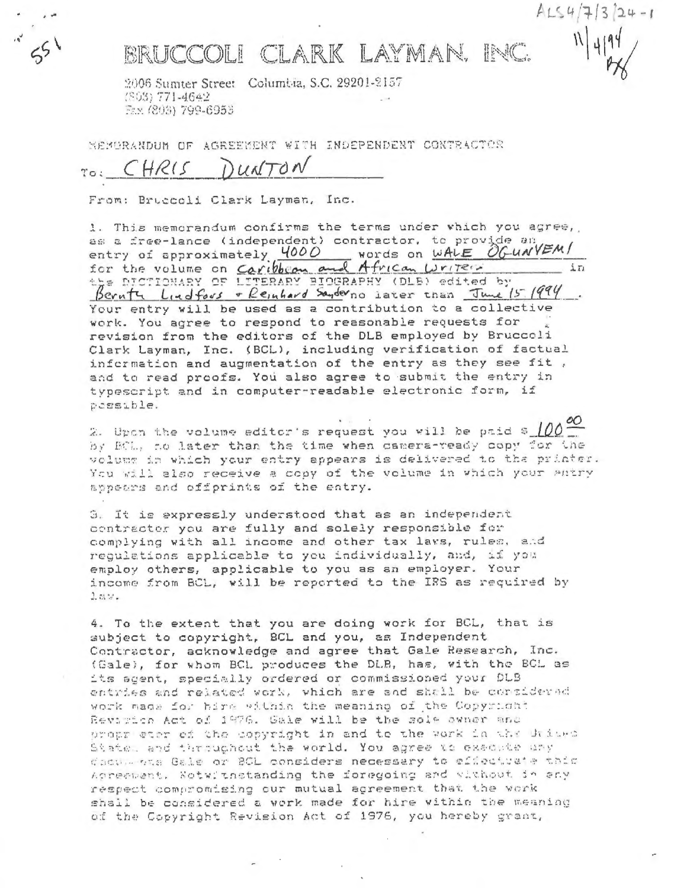ALS4/7/3/24-1

11/4/94

551

# BRUCCOLI CLARK LAYMAN, INC.

2006 Sumter Street Columbia, S.C. 29201-2157
(803) 771-4642
Fax (803) 799-6953

MEMORANDUM OF AGREEMENT WITH INDEPENDENT CONTRACTOR

To: CHRIS DUNTON

From: Bruccoli Clark Layman, Inc.

1. This memorandum confirms the terms under which you agree, as a free-lance (independent) contractor, to provide an entry of approximately 4000 words on WALE OGUNYEMI for the volume on Caribbean and African Writers in the DICTIONARY OF LITERARY BIOGRAPHY (DLB) edited by Bernth Lindfors + Reinhard Sander no later than June 15 1994. Your entry will be used as a contribution to a collective work. You agree to respond to reasonable requests for revision from the editors of the DLB employed by Bruccoli Clark Layman, Inc. (BCL), including verification of factual information and augmentation of the entry as they see fit, and to read proofs. You also agree to submit the entry in typescript and in computer-readable electronic form, if possible.

2. Upon the volume editor's request you will be paid $100.00 by BCL, no later than the time when camera-ready copy for the volume in which your entry appears is delivered to the printer. You will also receive a copy of the volume in which your entry appears and offprints of the entry.

3. It is expressly understood that as an independent contractor you are fully and solely responsible for complying with all income and other tax laws, rules, and regulations applicable to you individually, and, if you employ others, applicable to you as an employer. Your income from BCL, will be reported to the IRS as required by law.

4. To the extent that you are doing work for BCL, that is subject to copyright, BCL and you, as Independent Contractor, acknowledge and agree that Gale Research, Inc. (Gale), for whom BCL produces the DLB, has, with the BCL as its agent, specially ordered or commissioned your DLB entries and related work, which are and shall be considered work made for hire within the meaning of the Copyright Revision Act of 1976. Gale will be the sole owner and proprietor of the copyright in and to the work in the United States and throughout the world. You agree to execute any documents Gale or BCL considers necessary to effectuate this Agreement. Notwithstanding the foregoing and without in any respect compromising our mutual agreement that the work shall be considered a work made for hire within the meaning of the Copyright Revision Act of 1976, you hereby grant,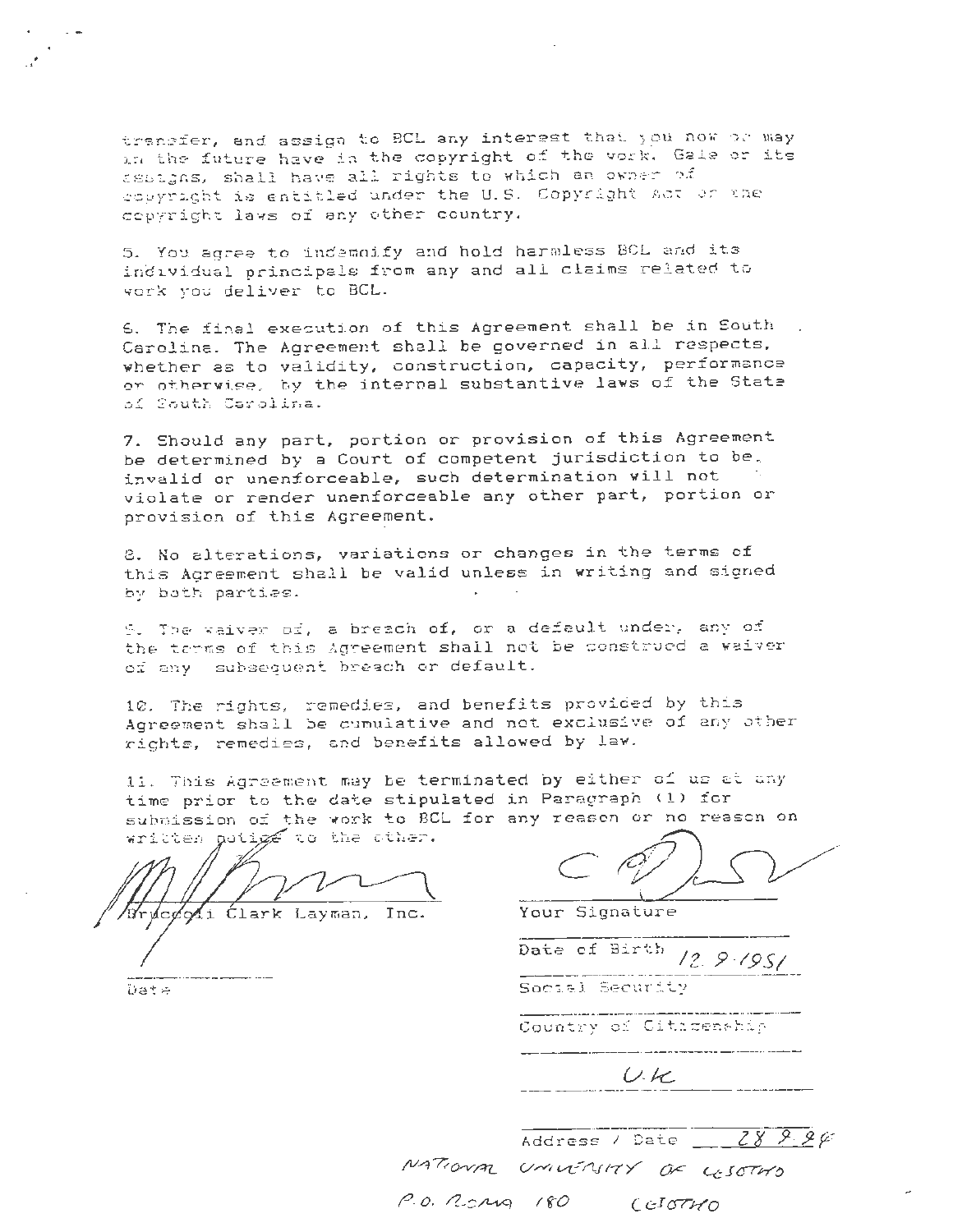transfer, and assign to BCL any interest that you now or may in the future have in the copyright of the work. Gale or its assigns, shall have all rights to which an owner of copyright is entitled under the U.S. Copyright Act or the copyright laws of any other country.

5. You agree to indemnify and hold harmless BCL and its individual principals from any and all claims related to work you deliver to BCL.

6. The final execution of this Agreement shall be in South Carolina. The Agreement shall be governed in all respects, whether as to validity, construction, capacity, performance or otherwise, by the internal substantive laws of the State of South Carolina.

7. Should any part, portion or provision of this Agreement be determined by a Court of competent jurisdiction to be invalid or unenforceable, such determination will not violate or render unenforceable any other part, portion or provision of this Agreement.

8. No alterations, variations or changes in the terms of this Agreement shall be valid unless in writing and signed by both parties.

9. The waiver of, a breach of, or a default under, any of the terms of this Agreement shall not be construed a waiver of any subsequent breach or default.

10. The rights, remedies, and benefits provided by this Agreement shall be cumulative and not exclusive of any other rights, remedies, and benefits allowed by law.

11. This Agreement may be terminated by either of us at any time prior to the date stipulated in Paragraph (1) for submission of the work to BCL for any reason or no reason on written notice to the other.

Bruccoli Clark Layman, Inc.

Date

Your Signature

Date of Birth 12.9.1951

Social Security

Country of Citizenship

U.K

Address / Date 28.9.94

NATIONAL UNIVERSITY OF LESOTHO

P.O. ROMA 180 LESOTHO